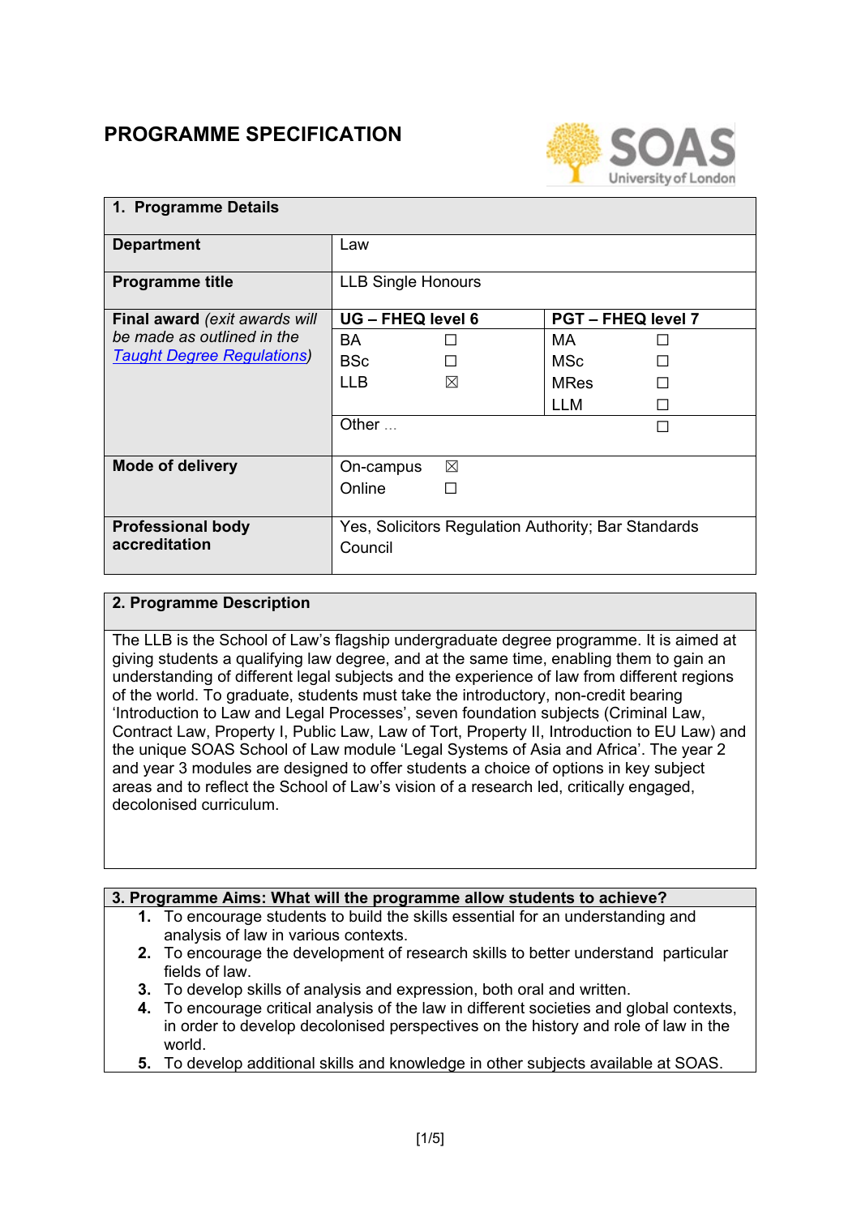# PROGRAMME SPECIFICATION

| 1. Programme Details | | | | |
|---|---|---|---|---|
| **Department** | Law | | | |
| **Programme title** | LLB Single Honours | | | |
| **Final award** *(exit awards will be made as outlined in the [Taught Degree Regulations](Taught Degree Regulations))* | **UG – FHEQ level 6** | | **PGT – FHEQ level 7** | |
| | BA | ☐ | MA | ☐ |
| | BSc | ☐ | MSc | ☐ |
| | LLB | ☒ | MRes | ☐ |
| | | | LLM | ☐ |
| | Other … | | | ☐ |
| **Mode of delivery** | On-campus ☒ | | | |
| | Online ☐ | | | |
| **Professional body accreditation** | Yes, Solicitors Regulation Authority; Bar Standards Council | | | |

## 2. Programme Description

The LLB is the School of Law's flagship undergraduate degree programme. It is aimed at giving students a qualifying law degree, and at the same time, enabling them to gain an understanding of different legal subjects and the experience of law from different regions of the world. To graduate, students must take the introductory, non-credit bearing 'Introduction to Law and Legal Processes', seven foundation subjects (Criminal Law, Contract Law, Property I, Public Law, Law of Tort, Property II, Introduction to EU Law) and the unique SOAS School of Law module 'Legal Systems of Asia and Africa'. The year 2 and year 3 modules are designed to offer students a choice of options in key subject areas and to reflect the School of Law's vision of a research led, critically engaged, decolonised curriculum.

## 3. Programme Aims: What will the programme allow students to achieve?

1. To encourage students to build the skills essential for an understanding and analysis of law in various contexts.
2. To encourage the development of research skills to better understand particular fields of law.
3. To develop skills of analysis and expression, both oral and written.
4. To encourage critical analysis of the law in different societies and global contexts, in order to develop decolonised perspectives on the history and role of law in the world.
5. To develop additional skills and knowledge in other subjects available at SOAS.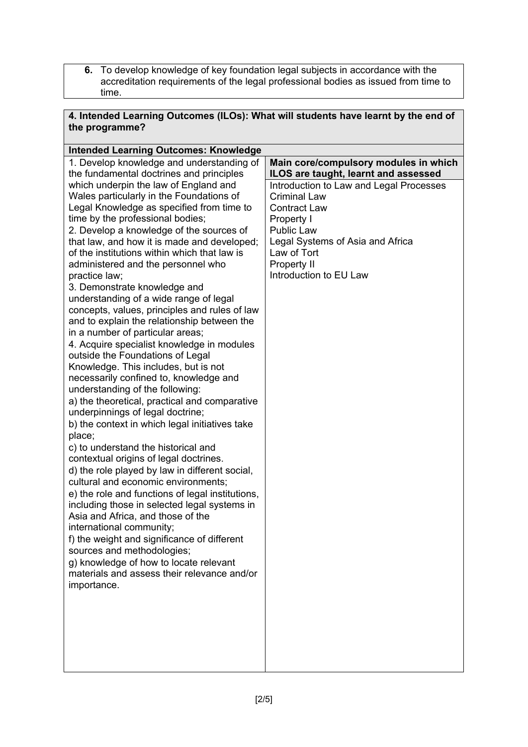6. To develop knowledge of key foundation legal subjects in accordance with the accreditation requirements of the legal professional bodies as issued from time to time.

## 4. Intended Learning Outcomes (ILOs): What will students have learnt by the end of the programme?

| Intended Learning Outcomes: Knowledge | |
|---|---|
| 1. Develop knowledge and understanding of the fundamental doctrines and principles which underpin the law of England and Wales particularly in the Foundations of Legal Knowledge as specified from time to time by the professional bodies;<br>2. Develop a knowledge of the sources of that law, and how it is made and developed; of the institutions within which that law is administered and the personnel who practice law;<br>3. Demonstrate knowledge and understanding of a wide range of legal concepts, values, principles and rules of law and to explain the relationship between the in a number of particular areas;<br>4. Acquire specialist knowledge in modules outside the Foundations of Legal Knowledge. This includes, but is not necessarily confined to, knowledge and understanding of the following:<br>a) the theoretical, practical and comparative underpinnings of legal doctrine;<br>b) the context in which legal initiatives take place;<br>c) to understand the historical and contextual origins of legal doctrines.<br>d) the role played by law in different social, cultural and economic environments;<br>e) the role and functions of legal institutions, including those in selected legal systems in Asia and Africa, and those of the international community;<br>f) the weight and significance of different sources and methodologies;<br>g) knowledge of how to locate relevant materials and assess their relevance and/or importance. | **Main core/compulsory modules in which ILOS are taught, learnt and assessed**<br>Introduction to Law and Legal Processes<br>Criminal Law<br>Contract Law<br>Property I<br>Public Law<br>Legal Systems of Asia and Africa<br>Law of Tort<br>Property II<br>Introduction to EU Law |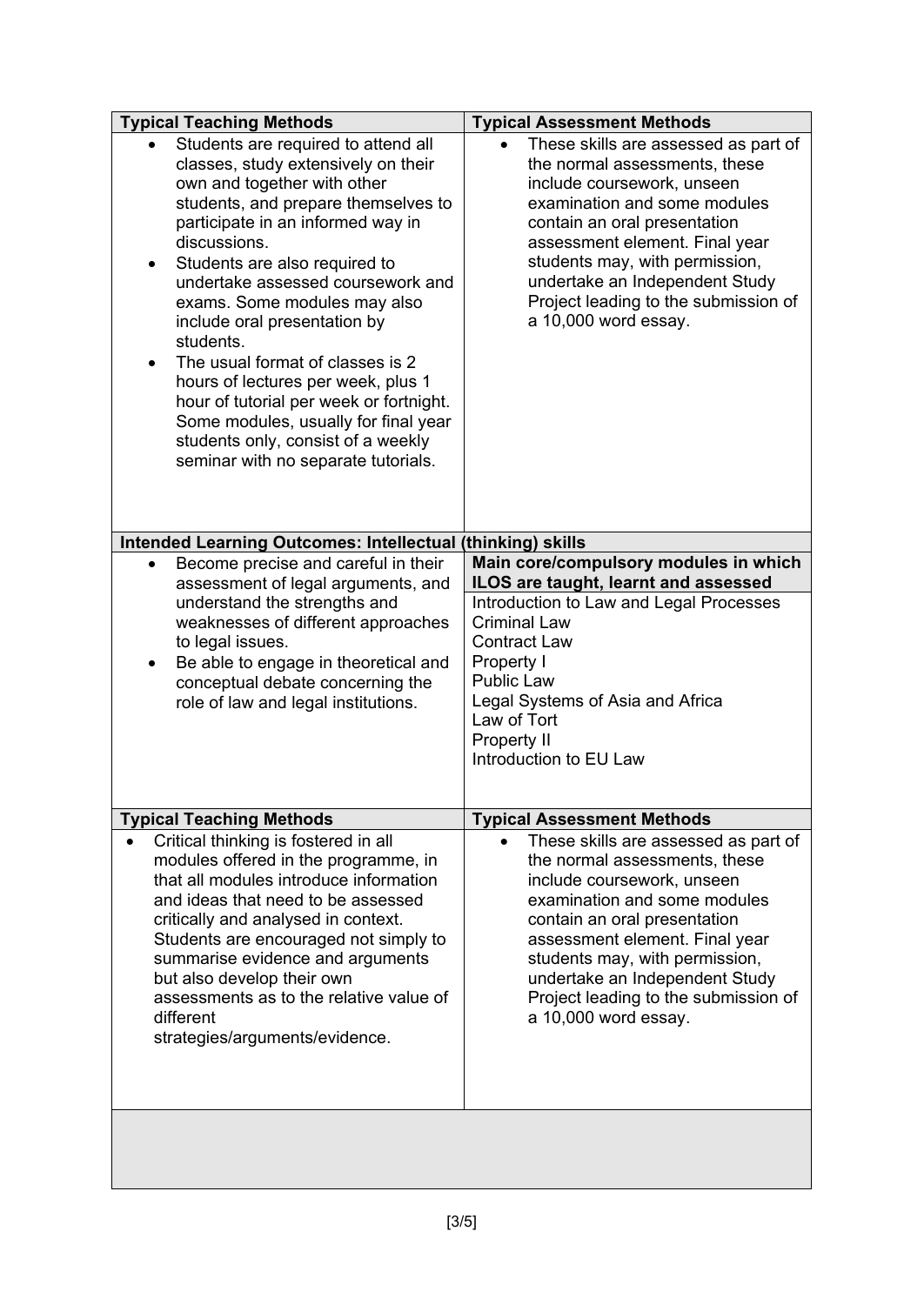| Typical Teaching Methods | Typical Assessment Methods |
|---|---|
| • Students are required to attend all classes, study extensively on their own and together with other students, and prepare themselves to participate in an informed way in discussions.<br>• Students are also required to undertake assessed coursework and exams. Some modules may also include oral presentation by students.<br>• The usual format of classes is 2 hours of lectures per week, plus 1 hour of tutorial per week or fortnight. Some modules, usually for final year students only, consist of a weekly seminar with no separate tutorials. | • These skills are assessed as part of the normal assessments, these include coursework, unseen examination and some modules contain an oral presentation assessment element. Final year students may, with permission, undertake an Independent Study Project leading to the submission of a 10,000 word essay. |

| Intended Learning Outcomes: Intellectual (thinking) skills | Main core/compulsory modules in which ILOS are taught, learnt and assessed |
|---|---|
| • Become precise and careful in their assessment of legal arguments, and understand the strengths and weaknesses of different approaches to legal issues.<br>• Be able to engage in theoretical and conceptual debate concerning the role of law and legal institutions. | Introduction to Law and Legal Processes<br>Criminal Law<br>Contract Law<br>Property I<br>Public Law<br>Legal Systems of Asia and Africa<br>Law of Tort<br>Property II<br>Introduction to EU Law |

| Typical Teaching Methods | Typical Assessment Methods |
|---|---|
| • Critical thinking is fostered in all modules offered in the programme, in that all modules introduce information and ideas that need to be assessed critically and analysed in context. Students are encouraged not simply to summarise evidence and arguments but also develop their own assessments as to the relative value of different strategies/arguments/evidence. | • These skills are assessed as part of the normal assessments, these include coursework, unseen examination and some modules contain an oral presentation assessment element. Final year students may, with permission, undertake an Independent Study Project leading to the submission of a 10,000 word essay. |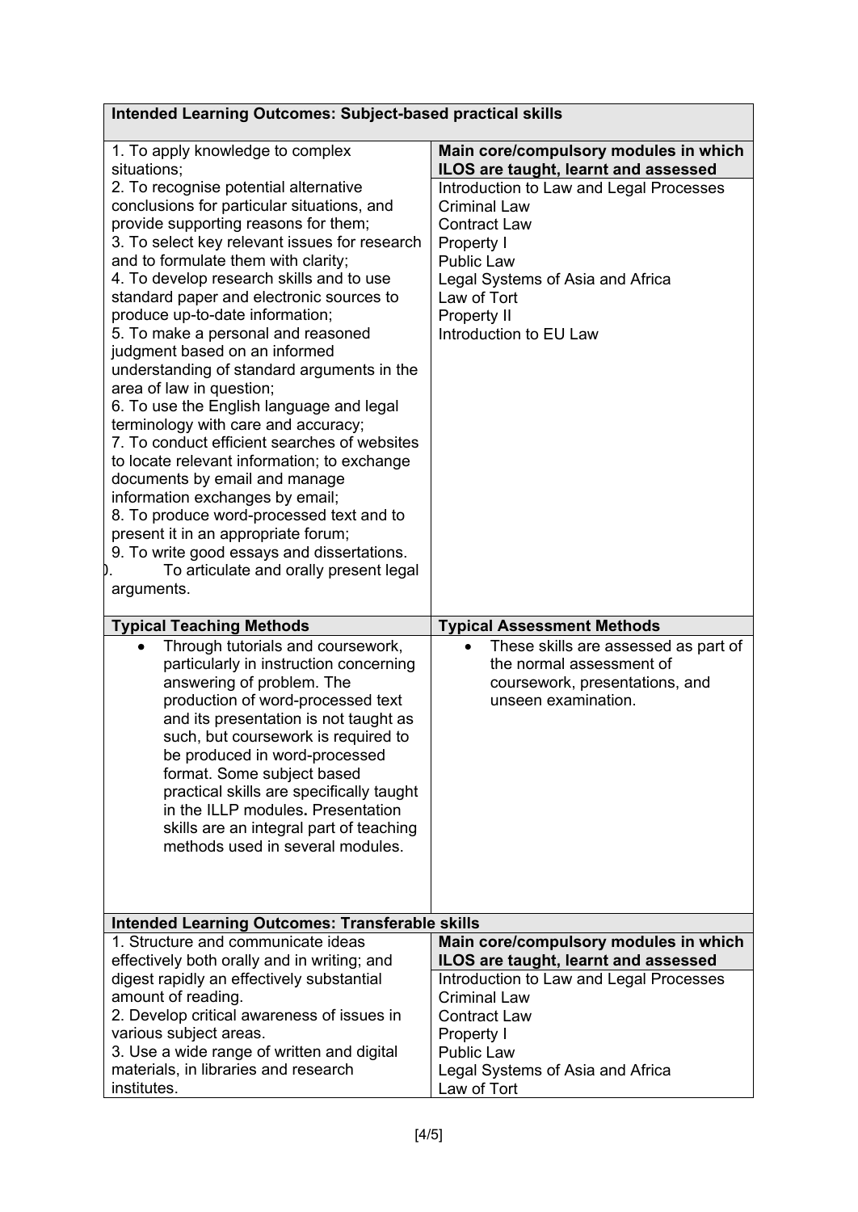| Intended Learning Outcomes: Subject-based practical skills | |
|---|---|
| 1. To apply knowledge to complex situations;<br>2. To recognise potential alternative conclusions for particular situations, and provide supporting reasons for them;<br>3. To select key relevant issues for research and to formulate them with clarity;<br>4. To develop research skills and to use standard paper and electronic sources to produce up-to-date information;<br>5. To make a personal and reasoned judgment based on an informed understanding of standard arguments in the area of law in question;<br>6. To use the English language and legal terminology with care and accuracy;<br>7. To conduct efficient searches of websites to locate relevant information; to exchange documents by email and manage information exchanges by email;<br>8. To produce word-processed text and to present it in an appropriate forum;<br>9. To write good essays and dissertations.<br>10. To articulate and orally present legal arguments. | **Main core/compulsory modules in which ILOS are taught, learnt and assessed**<br>Introduction to Law and Legal Processes<br>Criminal Law<br>Contract Law<br>Property I<br>Public Law<br>Legal Systems of Asia and Africa<br>Law of Tort<br>Property II<br>Introduction to EU Law |
| **Typical Teaching Methods** | **Typical Assessment Methods** |
| • Through tutorials and coursework, particularly in instruction concerning answering of problem. The production of word-processed text and its presentation is not taught as such, but coursework is required to be produced in word-processed format. Some subject based practical skills are specifically taught in the ILLP modules**.** Presentation skills are an integral part of teaching methods used in several modules. | • These skills are assessed as part of the normal assessment of coursework, presentations, and unseen examination. |

| Intended Learning Outcomes: Transferable skills | |
|---|---|
| 1. Structure and communicate ideas effectively both orally and in writing; and digest rapidly an effectively substantial amount of reading.<br>2. Develop critical awareness of issues in various subject areas.<br>3. Use a wide range of written and digital materials, in libraries and research institutes. | **Main core/compulsory modules in which ILOS are taught, learnt and assessed**<br>Introduction to Law and Legal Processes<br>Criminal Law<br>Contract Law<br>Property I<br>Public Law<br>Legal Systems of Asia and Africa<br>Law of Tort |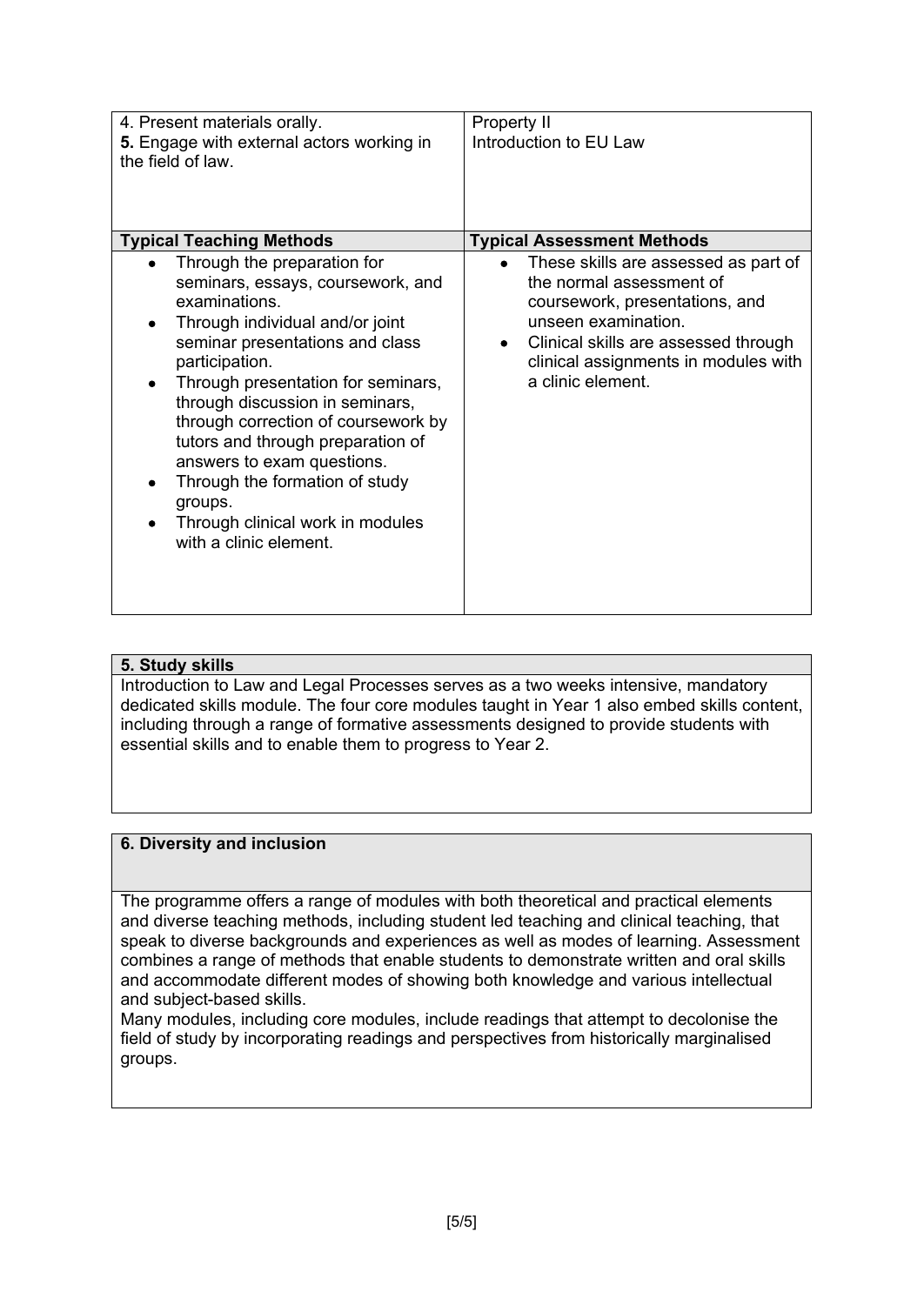| 4. Present materials orally.<br>**5.** Engage with external actors working in the field of law. | Property II<br>Introduction to EU Law |
|---|---|
| **Typical Teaching Methods** | **Typical Assessment Methods** |
| • Through the preparation for seminars, essays, coursework, and examinations.<br>• Through individual and/or joint seminar presentations and class participation.<br>• Through presentation for seminars, through discussion in seminars, through correction of coursework by tutors and through preparation of answers to exam questions.<br>• Through the formation of study groups.<br>• Through clinical work in modules with a clinic element. | • These skills are assessed as part of the normal assessment of coursework, presentations, and unseen examination.<br>• Clinical skills are assessed through clinical assignments in modules with a clinic element. |

## 5. Study skills

Introduction to Law and Legal Processes serves as a two weeks intensive, mandatory dedicated skills module. The four core modules taught in Year 1 also embed skills content, including through a range of formative assessments designed to provide students with essential skills and to enable them to progress to Year 2.

## 6. Diversity and inclusion

The programme offers a range of modules with both theoretical and practical elements and diverse teaching methods, including student led teaching and clinical teaching, that speak to diverse backgrounds and experiences as well as modes of learning. Assessment combines a range of methods that enable students to demonstrate written and oral skills and accommodate different modes of showing both knowledge and various intellectual and subject-based skills.

Many modules, including core modules, include readings that attempt to decolonise the field of study by incorporating readings and perspectives from historically marginalised groups.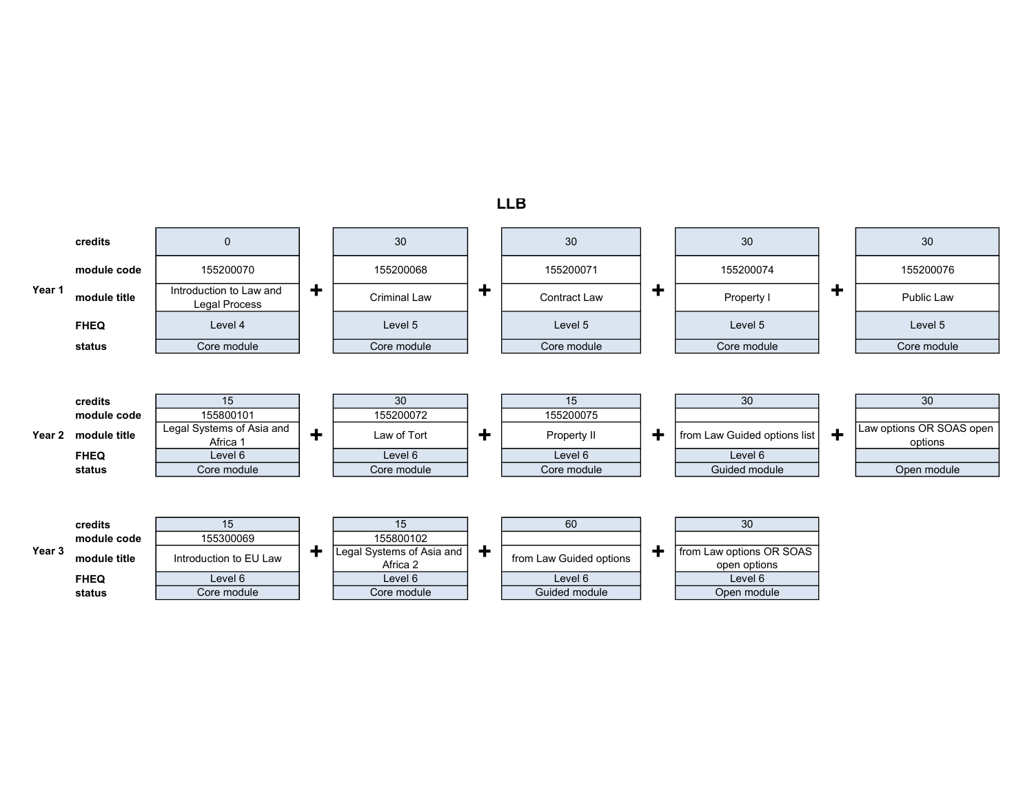# LLB

## Year 1

| | Module 1 | | Module 2 | | Module 3 | | Module 4 | | Module 5 |
|---|---|---|---|---|---|---|---|---|---|
| **credits** | 0 | | 30 | | 30 | | 30 | | 30 |
| **module code** | 155200070 | | 155200068 | | 155200071 | | 155200074 | | 155200076 |
| **module title** | Introduction to Law and Legal Process | + | Criminal Law | + | Contract Law | + | Property I | + | Public Law |
| **FHEQ** | Level 4 | | Level 5 | | Level 5 | | Level 5 | | Level 5 |
| **status** | Core module | | Core module | | Core module | | Core module | | Core module |

## Year 2

| | Module 1 | | Module 2 | | Module 3 | | Module 4 | | Module 5 |
|---|---|---|---|---|---|---|---|---|---|
| **credits** | 15 | | 30 | | 15 | | 30 | | 30 |
| **module code** | 155800101 | | 155200072 | | 155200075 | | | | |
| **module title** | Legal Systems of Asia and Africa 1 | + | Law of Tort | + | Property II | + | from Law Guided options list | + | Law options OR SOAS open options |
| **FHEQ** | Level 6 | | Level 6 | | Level 6 | | Level 6 | | |
| **status** | Core module | | Core module | | Core module | | Guided module | | Open module |

## Year 3

| | Module 1 | | Module 2 | | Module 3 | | Module 4 |
|---|---|---|---|---|---|---|---|
| **credits** | 15 | | 15 | | 60 | | 30 |
| **module code** | 155300069 | | 155800102 | | | | |
| **module title** | Introduction to EU Law | + | Legal Systems of Asia and Africa 2 | + | from Law Guided options | + | from Law options OR SOAS open options |
| **FHEQ** | Level 6 | | Level 6 | | Level 6 | | Level 6 |
| **status** | Core module | | Core module | | Guided module | | Open module |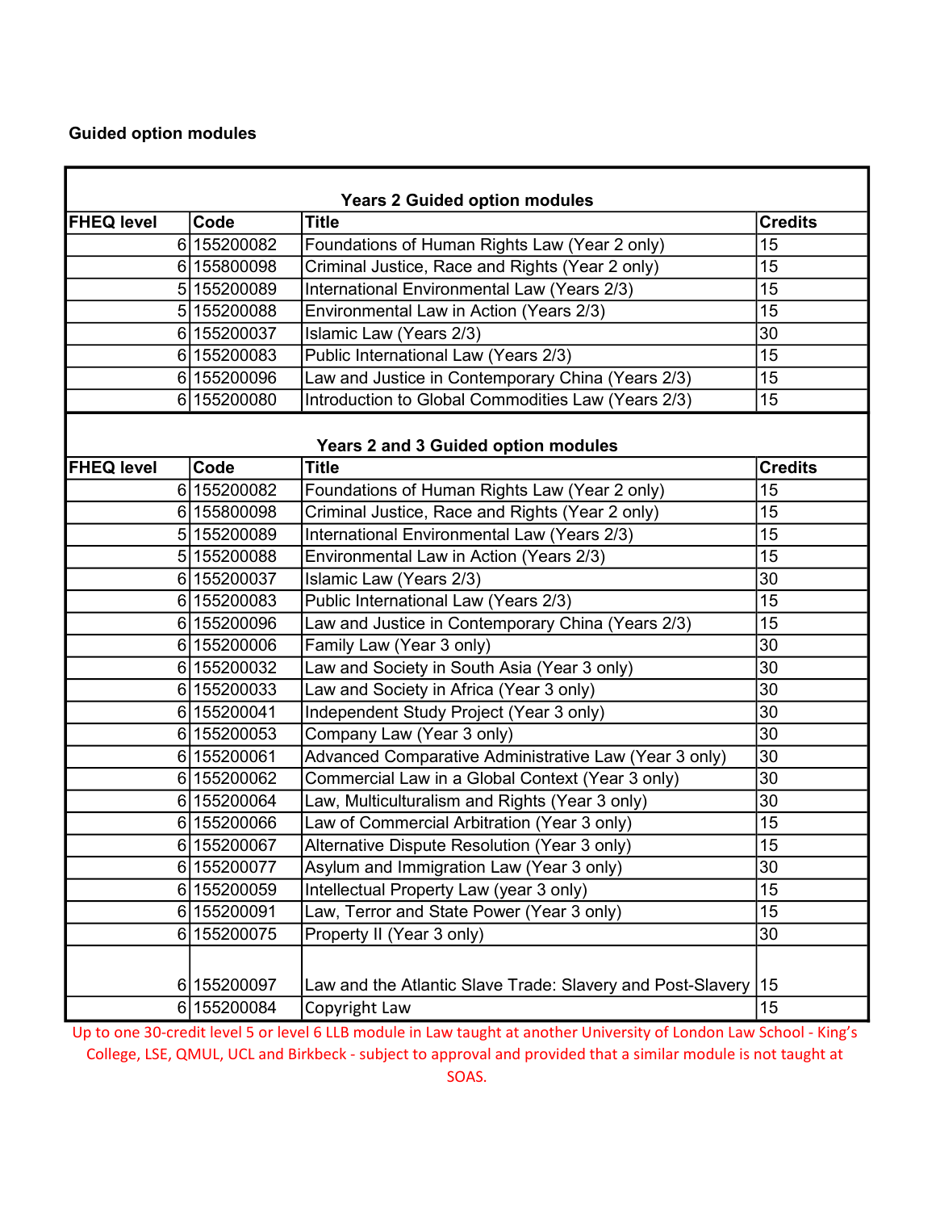**Guided option modules**

| | | | |
|---|---|---|---|
| **Years 2 Guided option modules** | | | |
| **FHEQ level** | **Code** | **Title** | **Credits** |
| 6 | 155200082 | Foundations of Human Rights Law (Year 2 only) | 15 |
| 6 | 155800098 | Criminal Justice, Race and Rights (Year 2 only) | 15 |
| 5 | 155200089 | International Environmental Law (Years 2/3) | 15 |
| 5 | 155200088 | Environmental Law in Action (Years 2/3) | 15 |
| 6 | 155200037 | Islamic Law (Years 2/3) | 30 |
| 6 | 155200083 | Public International Law (Years 2/3) | 15 |
| 6 | 155200096 | Law and Justice in Contemporary China (Years 2/3) | 15 |
| 6 | 155200080 | Introduction to Global Commodities Law (Years 2/3) | 15 |

| | | | |
|---|---|---|---|
| **Years 2 and 3 Guided option modules** | | | |
| **FHEQ level** | **Code** | **Title** | **Credits** |
| 6 | 155200082 | Foundations of Human Rights Law (Year 2 only) | 15 |
| 6 | 155800098 | Criminal Justice, Race and Rights (Year 2 only) | 15 |
| 5 | 155200089 | International Environmental Law (Years 2/3) | 15 |
| 5 | 155200088 | Environmental Law in Action (Years 2/3) | 15 |
| 6 | 155200037 | Islamic Law (Years 2/3) | 30 |
| 6 | 155200083 | Public International Law (Years 2/3) | 15 |
| 6 | 155200096 | Law and Justice in Contemporary China (Years 2/3) | 15 |
| 6 | 155200006 | Family Law (Year 3 only) | 30 |
| 6 | 155200032 | Law and Society in South Asia (Year 3 only) | 30 |
| 6 | 155200033 | Law and Society in Africa (Year 3 only) | 30 |
| 6 | 155200041 | Independent Study Project (Year 3 only) | 30 |
| 6 | 155200053 | Company Law (Year 3 only) | 30 |
| 6 | 155200061 | Advanced Comparative Administrative Law (Year 3 only) | 30 |
| 6 | 155200062 | Commercial Law in a Global Context (Year 3 only) | 30 |
| 6 | 155200064 | Law, Multiculturalism and Rights (Year 3 only) | 30 |
| 6 | 155200066 | Law of Commercial Arbitration (Year 3 only) | 15 |
| 6 | 155200067 | Alternative Dispute Resolution (Year 3 only) | 15 |
| 6 | 155200077 | Asylum and Immigration Law (Year 3 only) | 30 |
| 6 | 155200059 | Intellectual Property Law (year 3 only) | 15 |
| 6 | 155200091 | Law, Terror and State Power (Year 3 only) | 15 |
| 6 | 155200075 | Property II (Year 3 only) | 30 |
| 6 | 155200097 | Law and the Atlantic Slave Trade: Slavery and Post-Slavery | 15 |
| 6 | 155200084 | Copyright Law | 15 |

Up to one 30-credit level 5 or level 6 LLB module in Law taught at another University of London Law School - King's College, LSE, QMUL, UCL and Birkbeck - subject to approval and provided that a similar module is not taught at SOAS.